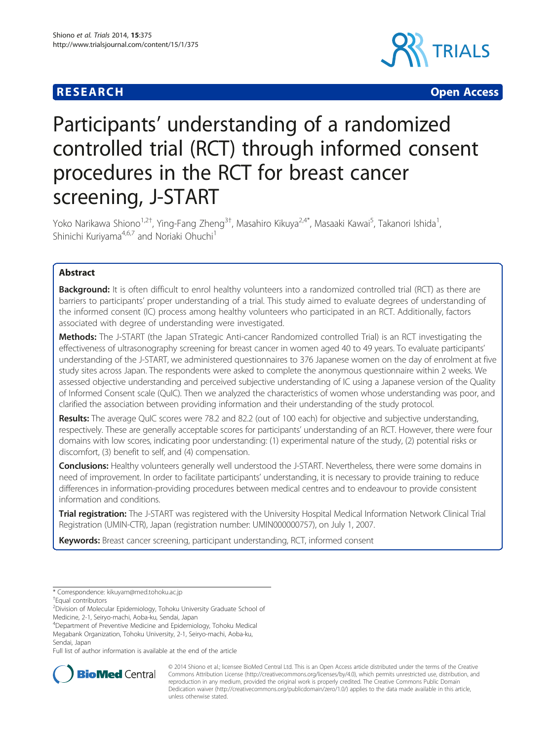**RESEARCH** **Open Access**

# Participants' understanding of a randomized controlled trial (RCT) through informed consent procedures in the RCT for breast cancer screening, J-START

Yoko Narikawa Shiono[1,2†], Ying-Fang Zheng[3†], Masahiro Kikuya[2,4*], Masaaki Kawai[5], Takanori Ishida[1], Shinichi Kuriyama[4,6,7] and Noriaki Ohuchi[1]

## Abstract

**Background:** It is often difficult to enrol healthy volunteers into a randomized controlled trial (RCT) as there are barriers to participants' proper understanding of a trial. This study aimed to evaluate degrees of understanding of the informed consent (IC) process among healthy volunteers who participated in an RCT. Additionally, factors associated with degree of understanding were investigated.

**Methods:** The J-START (the Japan STrategic Anti-cancer Randomized controlled Trial) is an RCT investigating the effectiveness of ultrasonography screening for breast cancer in women aged 40 to 49 years. To evaluate participants' understanding of the J-START, we administered questionnaires to 376 Japanese women on the day of enrolment at five study sites across Japan. The respondents were asked to complete the anonymous questionnaire within 2 weeks. We assessed objective understanding and perceived subjective understanding of IC using a Japanese version of the Quality of Informed Consent scale (QuIC). Then we analyzed the characteristics of women whose understanding was poor, and clarified the association between providing information and their understanding of the study protocol.

**Results:** The average QuIC scores were 78.2 and 82.2 (out of 100 each) for objective and subjective understanding, respectively. These are generally acceptable scores for participants' understanding of an RCT. However, there were four domains with low scores, indicating poor understanding: (1) experimental nature of the study, (2) potential risks or discomfort, (3) benefit to self, and (4) compensation.

**Conclusions:** Healthy volunteers generally well understood the J-START. Nevertheless, there were some domains in need of improvement. In order to facilitate participants' understanding, it is necessary to provide training to reduce differences in information-providing procedures between medical centres and to endeavour to provide consistent information and conditions.

**Trial registration:** The J-START was registered with the University Hospital Medical Information Network Clinical Trial Registration (UMIN-CTR), Japan (registration number: UMIN000000757), on July 1, 2007.

**Keywords:** Breast cancer screening, participant understanding, RCT, informed consent

---

\* Correspondence: kikuyam@med.tohoku.ac.jp

†Equal contributors

[2]Division of Molecular Epidemiology, Tohoku University Graduate School of Medicine, 2-1, Seiryo-machi, Aoba-ku, Sendai, Japan

[4]Department of Preventive Medicine and Epidemiology, Tohoku Medical Megabank Organization, Tohoku University, 2-1, Seiryo-machi, Aoba-ku, Sendai, Japan

Full list of author information is available at the end of the article

© 2014 Shiono et al.; licensee BioMed Central Ltd. This is an Open Access article distributed under the terms of the Creative Commons Attribution License (http://creativecommons.org/licenses/by/4.0), which permits unrestricted use, distribution, and reproduction in any medium, provided the original work is properly credited. The Creative Commons Public Domain Dedication waiver (http://creativecommons.org/publicdomain/zero/1.0/) applies to the data made available in this article, unless otherwise stated.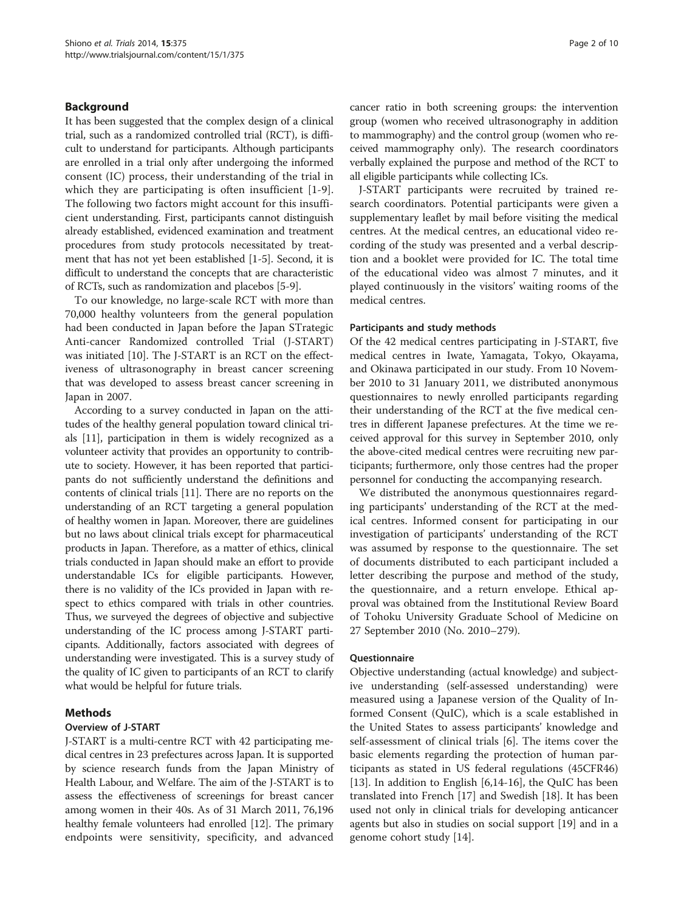## Background

It has been suggested that the complex design of a clinical trial, such as a randomized controlled trial (RCT), is difficult to understand for participants. Although participants are enrolled in a trial only after undergoing the informed consent (IC) process, their understanding of the trial in which they are participating is often insufficient [1-9]. The following two factors might account for this insufficient understanding. First, participants cannot distinguish already established, evidenced examination and treatment procedures from study protocols necessitated by treatment that has not yet been established [1-5]. Second, it is difficult to understand the concepts that are characteristic of RCTs, such as randomization and placebos [5-9].

To our knowledge, no large-scale RCT with more than 70,000 healthy volunteers from the general population had been conducted in Japan before the Japan STrategic Anti-cancer Randomized controlled Trial (J-START) was initiated [10]. The J-START is an RCT on the effectiveness of ultrasonography in breast cancer screening that was developed to assess breast cancer screening in Japan in 2007.

According to a survey conducted in Japan on the attitudes of the healthy general population toward clinical trials [11], participation in them is widely recognized as a volunteer activity that provides an opportunity to contribute to society. However, it has been reported that participants do not sufficiently understand the definitions and contents of clinical trials [11]. There are no reports on the understanding of an RCT targeting a general population of healthy women in Japan. Moreover, there are guidelines but no laws about clinical trials except for pharmaceutical products in Japan. Therefore, as a matter of ethics, clinical trials conducted in Japan should make an effort to provide understandable ICs for eligible participants. However, there is no validity of the ICs provided in Japan with respect to ethics compared with trials in other countries. Thus, we surveyed the degrees of objective and subjective understanding of the IC process among J-START participants. Additionally, factors associated with degrees of understanding were investigated. This is a survey study of the quality of IC given to participants of an RCT to clarify what would be helpful for future trials.

## Methods

### Overview of J-START

J-START is a multi-centre RCT with 42 participating medical centres in 23 prefectures across Japan. It is supported by science research funds from the Japan Ministry of Health Labour, and Welfare. The aim of the J-START is to assess the effectiveness of screenings for breast cancer among women in their 40s. As of 31 March 2011, 76,196 healthy female volunteers had enrolled [12]. The primary endpoints were sensitivity, specificity, and advanced cancer ratio in both screening groups: the intervention group (women who received ultrasonography in addition to mammography) and the control group (women who received mammography only). The research coordinators verbally explained the purpose and method of the RCT to all eligible participants while collecting ICs.

J-START participants were recruited by trained research coordinators. Potential participants were given a supplementary leaflet by mail before visiting the medical centres. At the medical centres, an educational video recording of the study was presented and a verbal description and a booklet were provided for IC. The total time of the educational video was almost 7 minutes, and it played continuously in the visitors' waiting rooms of the medical centres.

#### Participants and study methods

Of the 42 medical centres participating in J-START, five medical centres in Iwate, Yamagata, Tokyo, Okayama, and Okinawa participated in our study. From 10 November 2010 to 31 January 2011, we distributed anonymous questionnaires to newly enrolled participants regarding their understanding of the RCT at the five medical centres in different Japanese prefectures. At the time we received approval for this survey in September 2010, only the above-cited medical centres were recruiting new participants; furthermore, only those centres had the proper personnel for conducting the accompanying research.

We distributed the anonymous questionnaires regarding participants' understanding of the RCT at the medical centres. Informed consent for participating in our investigation of participants' understanding of the RCT was assumed by response to the questionnaire. The set of documents distributed to each participant included a letter describing the purpose and method of the study, the questionnaire, and a return envelope. Ethical approval was obtained from the Institutional Review Board of Tohoku University Graduate School of Medicine on 27 September 2010 (No. 2010–279).

#### Questionnaire

Objective understanding (actual knowledge) and subjective understanding (self-assessed understanding) were measured using a Japanese version of the Quality of Informed Consent (QuIC), which is a scale established in the United States to assess participants' knowledge and self-assessment of clinical trials [6]. The items cover the basic elements regarding the protection of human participants as stated in US federal regulations (45CFR46) [13]. In addition to English [6,14-16], the QuIC has been translated into French [17] and Swedish [18]. It has been used not only in clinical trials for developing anticancer agents but also in studies on social support [19] and in a genome cohort study [14].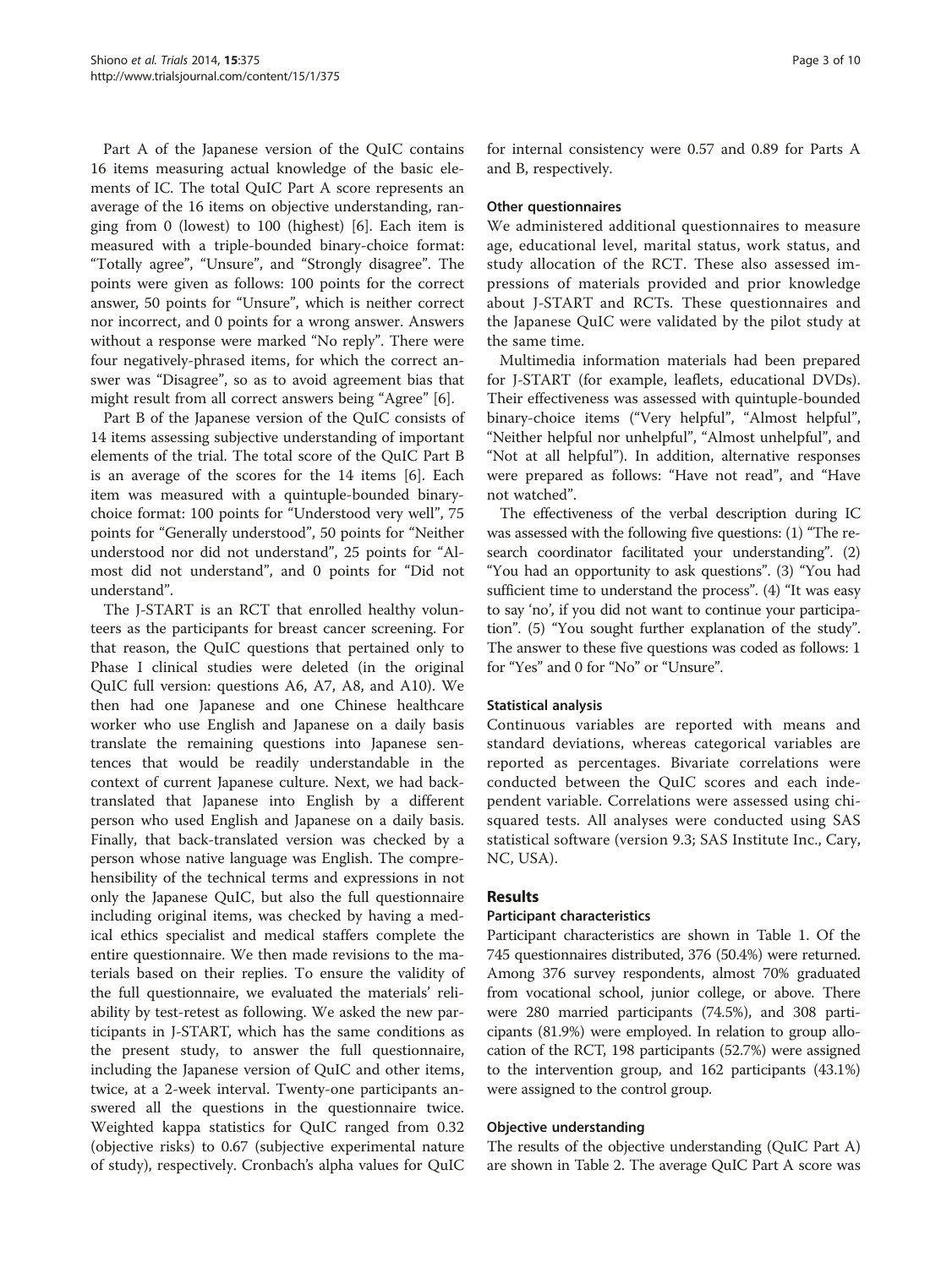Part A of the Japanese version of the QuIC contains 16 items measuring actual knowledge of the basic elements of IC. The total QuIC Part A score represents an average of the 16 items on objective understanding, ranging from 0 (lowest) to 100 (highest) [6]. Each item is measured with a triple-bounded binary-choice format: "Totally agree", "Unsure", and "Strongly disagree". The points were given as follows: 100 points for the correct answer, 50 points for "Unsure", which is neither correct nor incorrect, and 0 points for a wrong answer. Answers without a response were marked "No reply". There were four negatively-phrased items, for which the correct answer was "Disagree", so as to avoid agreement bias that might result from all correct answers being "Agree" [6].

Part B of the Japanese version of the QuIC consists of 14 items assessing subjective understanding of important elements of the trial. The total score of the QuIC Part B is an average of the scores for the 14 items [6]. Each item was measured with a quintuple-bounded binary-choice format: 100 points for "Understood very well", 75 points for "Generally understood", 50 points for "Neither understood nor did not understand", 25 points for "Almost did not understand", and 0 points for "Did not understand".

The J-START is an RCT that enrolled healthy volunteers as the participants for breast cancer screening. For that reason, the QuIC questions that pertained only to Phase I clinical studies were deleted (in the original QuIC full version: questions A6, A7, A8, and A10). We then had one Japanese and one Chinese healthcare worker who use English and Japanese on a daily basis translate the remaining questions into Japanese sentences that would be readily understandable in the context of current Japanese culture. Next, we had back-translated that Japanese into English by a different person who used English and Japanese on a daily basis. Finally, that back-translated version was checked by a person whose native language was English. The comprehensibility of the technical terms and expressions in not only the Japanese QuIC, but also the full questionnaire including original items, was checked by having a medical ethics specialist and medical staffers complete the entire questionnaire. We then made revisions to the materials based on their replies. To ensure the validity of the full questionnaire, we evaluated the materials' reliability by test-retest as following. We asked the new participants in J-START, which has the same conditions as the present study, to answer the full questionnaire, including the Japanese version of QuIC and other items, twice, at a 2-week interval. Twenty-one participants answered all the questions in the questionnaire twice. Weighted kappa statistics for QuIC ranged from 0.32 (objective risks) to 0.67 (subjective experimental nature of study), respectively. Cronbach's alpha values for QuIC for internal consistency were 0.57 and 0.89 for Parts A and B, respectively.

### Other questionnaires

We administered additional questionnaires to measure age, educational level, marital status, work status, and study allocation of the RCT. These also assessed impressions of materials provided and prior knowledge about J-START and RCTs. These questionnaires and the Japanese QuIC were validated by the pilot study at the same time.

Multimedia information materials had been prepared for J-START (for example, leaflets, educational DVDs). Their effectiveness was assessed with quintuple-bounded binary-choice items ("Very helpful", "Almost helpful", "Neither helpful nor unhelpful", "Almost unhelpful", and "Not at all helpful"). In addition, alternative responses were prepared as follows: "Have not read", and "Have not watched".

The effectiveness of the verbal description during IC was assessed with the following five questions: (1) "The research coordinator facilitated your understanding". (2) "You had an opportunity to ask questions". (3) "You had sufficient time to understand the process". (4) "It was easy to say 'no', if you did not want to continue your participation". (5) "You sought further explanation of the study". The answer to these five questions was coded as follows: 1 for "Yes" and 0 for "No" or "Unsure".

### Statistical analysis

Continuous variables are reported with means and standard deviations, whereas categorical variables are reported as percentages. Bivariate correlations were conducted between the QuIC scores and each independent variable. Correlations were assessed using chi-squared tests. All analyses were conducted using SAS statistical software (version 9.3; SAS Institute Inc., Cary, NC, USA).

## Results

### Participant characteristics

Participant characteristics are shown in Table 1. Of the 745 questionnaires distributed, 376 (50.4%) were returned. Among 376 survey respondents, almost 70% graduated from vocational school, junior college, or above. There were 280 married participants (74.5%), and 308 participants (81.9%) were employed. In relation to group allocation of the RCT, 198 participants (52.7%) were assigned to the intervention group, and 162 participants (43.1%) were assigned to the control group.

### Objective understanding

The results of the objective understanding (QuIC Part A) are shown in Table 2. The average QuIC Part A score was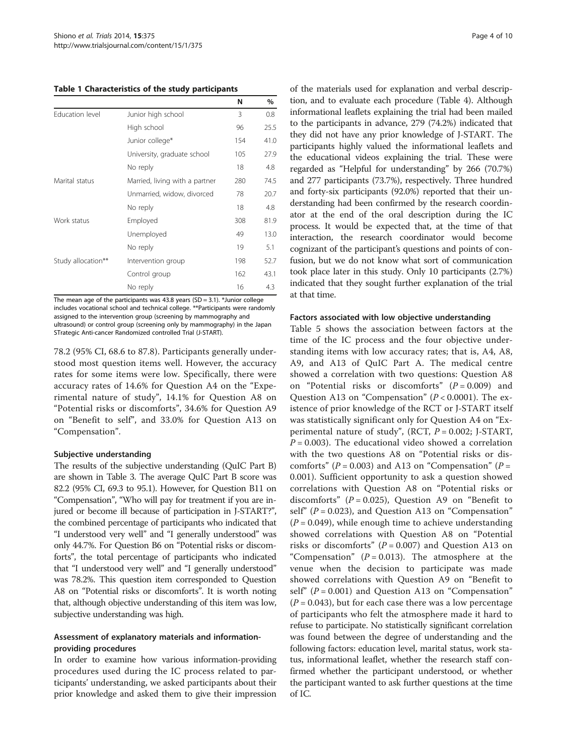**Table 1 Characteristics of the study participants**

| | | N | % |
|---|---|---|---|
| Education level | Junior high school | 3 | 0.8 |
| | High school | 96 | 25.5 |
| | Junior college* | 154 | 41.0 |
| | University, graduate school | 105 | 27.9 |
| | No reply | 18 | 4.8 |
| Marital status | Married, living with a partner | 280 | 74.5 |
| | Unmarried, widow, divorced | 78 | 20.7 |
| | No reply | 18 | 4.8 |
| Work status | Employed | 308 | 81.9 |
| | Unemployed | 49 | 13.0 |
| | No reply | 19 | 5.1 |
| Study allocation** | Intervention group | 198 | 52.7 |
| | Control group | 162 | 43.1 |
| | No reply | 16 | 4.3 |

The mean age of the participants was 43.8 years (SD = 3.1). *Junior college includes vocational school and technical college. **Participants were randomly assigned to the intervention group (screening by mammography and ultrasound) or control group (screening only by mammography) in the Japan STrategic Anti-cancer Randomized controlled Trial (J-START).

78.2 (95% CI, 68.6 to 87.8). Participants generally understood most question items well. However, the accuracy rates for some items were low. Specifically, there were accuracy rates of 14.6% for Question A4 on the "Experimental nature of study", 14.1% for Question A8 on "Potential risks or discomforts", 34.6% for Question A9 on "Benefit to self", and 33.0% for Question A13 on "Compensation".

### Subjective understanding

The results of the subjective understanding (QuIC Part B) are shown in Table 3. The average QuIC Part B score was 82.2 (95% CI, 69.3 to 95.1). However, for Question B11 on "Compensation", "Who will pay for treatment if you are injured or become ill because of participation in J-START?", the combined percentage of participants who indicated that "I understood very well" and "I generally understood" was only 44.7%. For Question B6 on "Potential risks or discomforts", the total percentage of participants who indicated that "I understood very well" and "I generally understood" was 78.2%. This question item corresponded to Question A8 on "Potential risks or discomforts". It is worth noting that, although objective understanding of this item was low, subjective understanding was high.

### Assessment of explanatory materials and information-providing procedures

In order to examine how various information-providing procedures used during the IC process related to participants' understanding, we asked participants about their prior knowledge and asked them to give their impression of the materials used for explanation and verbal description, and to evaluate each procedure (Table 4). Although informational leaflets explaining the trial had been mailed to the participants in advance, 279 (74.2%) indicated that they did not have any prior knowledge of J-START. The participants highly valued the informational leaflets and the educational videos explaining the trial. These were regarded as "Helpful for understanding" by 266 (70.7%) and 277 participants (73.7%), respectively. Three hundred and forty-six participants (92.0%) reported that their understanding had been confirmed by the research coordinator at the end of the oral description during the IC process. It would be expected that, at the time of that interaction, the research coordinator would become cognizant of the participant's questions and points of confusion, but we do not know what sort of communication took place later in this study. Only 10 participants (2.7%) indicated that they sought further explanation of the trial at that time.

### Factors associated with low objective understanding

Table 5 shows the association between factors at the time of the IC process and the four objective understanding items with low accuracy rates; that is, A4, A8, A9, and A13 of QuIC Part A. The medical centre showed a correlation with two questions: Question A8 on "Potential risks or discomforts" ($P = 0.009$) and Question A13 on "Compensation" ($P < 0.0001$). The existence of prior knowledge of the RCT or J-START itself was statistically significant only for Question A4 on "Experimental nature of study", (RCT, $P = 0.002$; J-START, $P = 0.003$). The educational video showed a correlation with the two questions A8 on "Potential risks or discomforts" ($P = 0.003$) and A13 on "Compensation" ($P = 0.001$). Sufficient opportunity to ask a question showed correlations with Question A8 on "Potential risks or discomforts" ($P = 0.025$), Question A9 on "Benefit to self" ($P = 0.023$), and Question A13 on "Compensation" ($P = 0.049$), while enough time to achieve understanding showed correlations with Question A8 on "Potential risks or discomforts" ($P = 0.007$) and Question A13 on "Compensation" ($P = 0.013$). The atmosphere at the venue when the decision to participate was made showed correlations with Question A9 on "Benefit to self" ($P = 0.001$) and Question A13 on "Compensation" ($P = 0.043$), but for each case there was a low percentage of participants who felt the atmosphere made it hard to refuse to participate. No statistically significant correlation was found between the degree of understanding and the following factors: education level, marital status, work status, informational leaflet, whether the research staff confirmed whether the participant understood, or whether the participant wanted to ask further questions at the time of IC.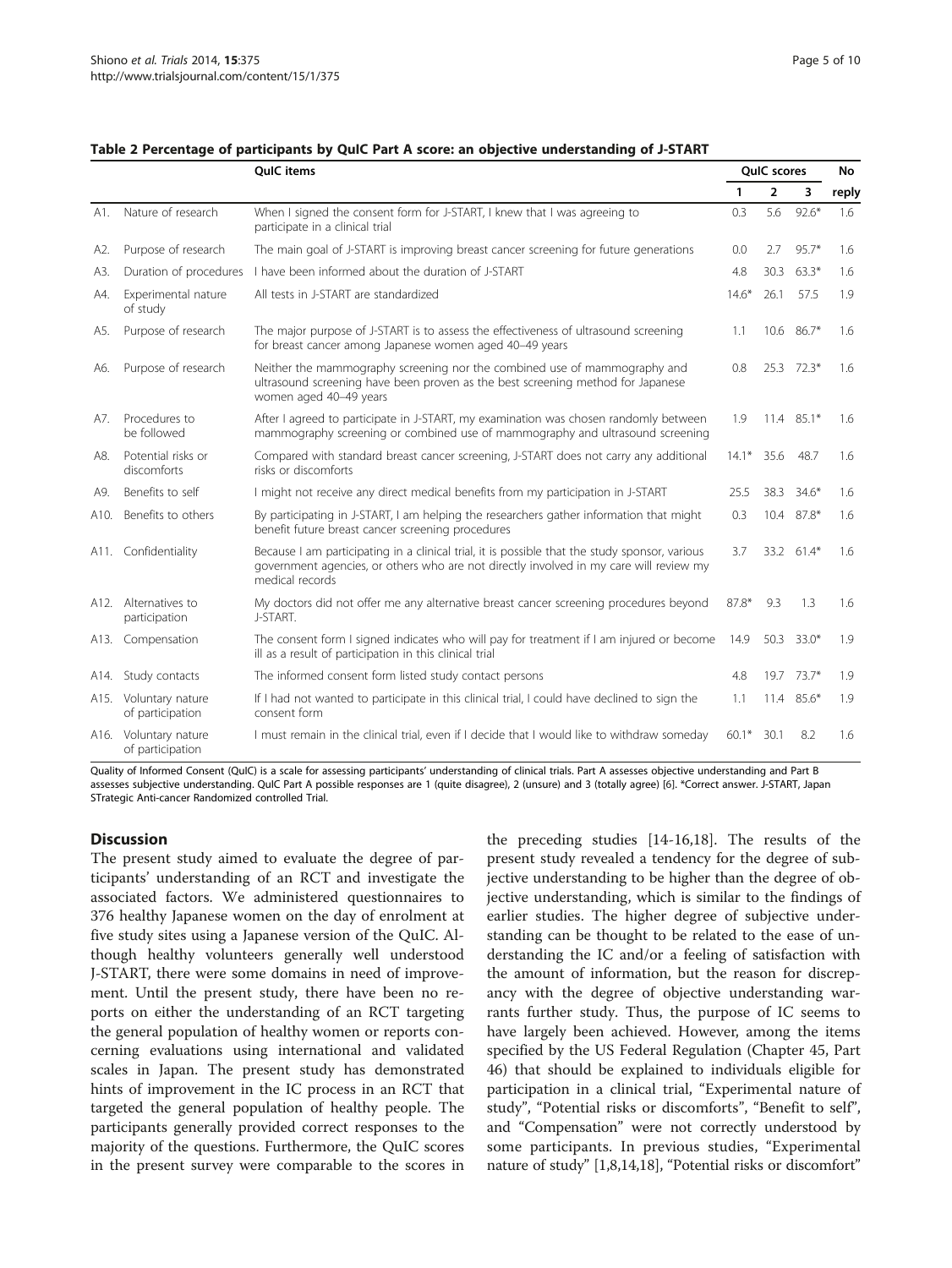**Table 2 Percentage of participants by QuIC Part A score: an objective understanding of J-START**

| | | QuIC items | QuIC scores | | | No |
|---|---|---|---|---|---|---|
| | | | 1 | 2 | 3 | reply |
| A1. | Nature of research | When I signed the consent form for J-START, I knew that I was agreeing to participate in a clinical trial | 0.3 | 5.6 | 92.6* | 1.6 |
| A2. | Purpose of research | The main goal of J-START is improving breast cancer screening for future generations | 0.0 | 2.7 | 95.7* | 1.6 |
| A3. | Duration of procedures | I have been informed about the duration of J-START | 4.8 | 30.3 | 63.3* | 1.6 |
| A4. | Experimental nature of study | All tests in J-START are standardized | 14.6* | 26.1 | 57.5 | 1.9 |
| A5. | Purpose of research | The major purpose of J-START is to assess the effectiveness of ultrasound screening for breast cancer among Japanese women aged 40–49 years | 1.1 | 10.6 | 86.7* | 1.6 |
| A6. | Purpose of research | Neither the mammography screening nor the combined use of mammography and ultrasound screening have been proven as the best screening method for Japanese women aged 40–49 years | 0.8 | 25.3 | 72.3* | 1.6 |
| A7. | Procedures to be followed | After I agreed to participate in J-START, my examination was chosen randomly between mammography screening or combined use of mammography and ultrasound screening | 1.9 | 11.4 | 85.1* | 1.6 |
| A8. | Potential risks or discomforts | Compared with standard breast cancer screening, J-START does not carry any additional risks or discomforts | 14.1* | 35.6 | 48.7 | 1.6 |
| A9. | Benefits to self | I might not receive any direct medical benefits from my participation in J-START | 25.5 | 38.3 | 34.6* | 1.6 |
| A10. | Benefits to others | By participating in J-START, I am helping the researchers gather information that might benefit future breast cancer screening procedures | 0.3 | 10.4 | 87.8* | 1.6 |
| A11. | Confidentiality | Because I am participating in a clinical trial, it is possible that the study sponsor, various government agencies, or others who are not directly involved in my care will review my medical records | 3.7 | 33.2 | 61.4* | 1.6 |
| A12. | Alternatives to participation | My doctors did not offer me any alternative breast cancer screening procedures beyond J-START. | 87.8* | 9.3 | 1.3 | 1.6 |
| A13. | Compensation | The consent form I signed indicates who will pay for treatment if I am injured or become ill as a result of participation in this clinical trial | 14.9 | 50.3 | 33.0* | 1.9 |
| A14. | Study contacts | The informed consent form listed study contact persons | 4.8 | 19.7 | 73.7* | 1.9 |
| A15. | Voluntary nature of participation | If I had not wanted to participate in this clinical trial, I could have declined to sign the consent form | 1.1 | 11.4 | 85.6* | 1.9 |
| A16. | Voluntary nature of participation | I must remain in the clinical trial, even if I decide that I would like to withdraw someday | 60.1* | 30.1 | 8.2 | 1.6 |

Quality of Informed Consent (QuIC) is a scale for assessing participants' understanding of clinical trials. Part A assesses objective understanding and Part B assesses subjective understanding. QuIC Part A possible responses are 1 (quite disagree), 2 (unsure) and 3 (totally agree) [6]. *Correct answer. J-START, Japan STrategic Anti-cancer Randomized controlled Trial.

## Discussion

The present study aimed to evaluate the degree of participants' understanding of an RCT and investigate the associated factors. We administered questionnaires to 376 healthy Japanese women on the day of enrolment at five study sites using a Japanese version of the QuIC. Although healthy volunteers generally well understood J-START, there were some domains in need of improvement. Until the present study, there have been no reports on either the understanding of an RCT targeting the general population of healthy women or reports concerning evaluations using international and validated scales in Japan. The present study has demonstrated hints of improvement in the IC process in an RCT that targeted the general population of healthy people. The participants generally provided correct responses to the majority of the questions. Furthermore, the QuIC scores in the present survey were comparable to the scores in the preceding studies [14-16,18]. The results of the present study revealed a tendency for the degree of subjective understanding to be higher than the degree of objective understanding, which is similar to the findings of earlier studies. The higher degree of subjective understanding can be thought to be related to the ease of understanding the IC and/or a feeling of satisfaction with the amount of information, but the reason for discrepancy with the degree of objective understanding warrants further study. Thus, the purpose of IC seems to have largely been achieved. However, among the items specified by the US Federal Regulation (Chapter 45, Part 46) that should be explained to individuals eligible for participation in a clinical trial, "Experimental nature of study", "Potential risks or discomforts", "Benefit to self", and "Compensation" were not correctly understood by some participants. In previous studies, "Experimental nature of study" [1,8,14,18], "Potential risks or discomfort"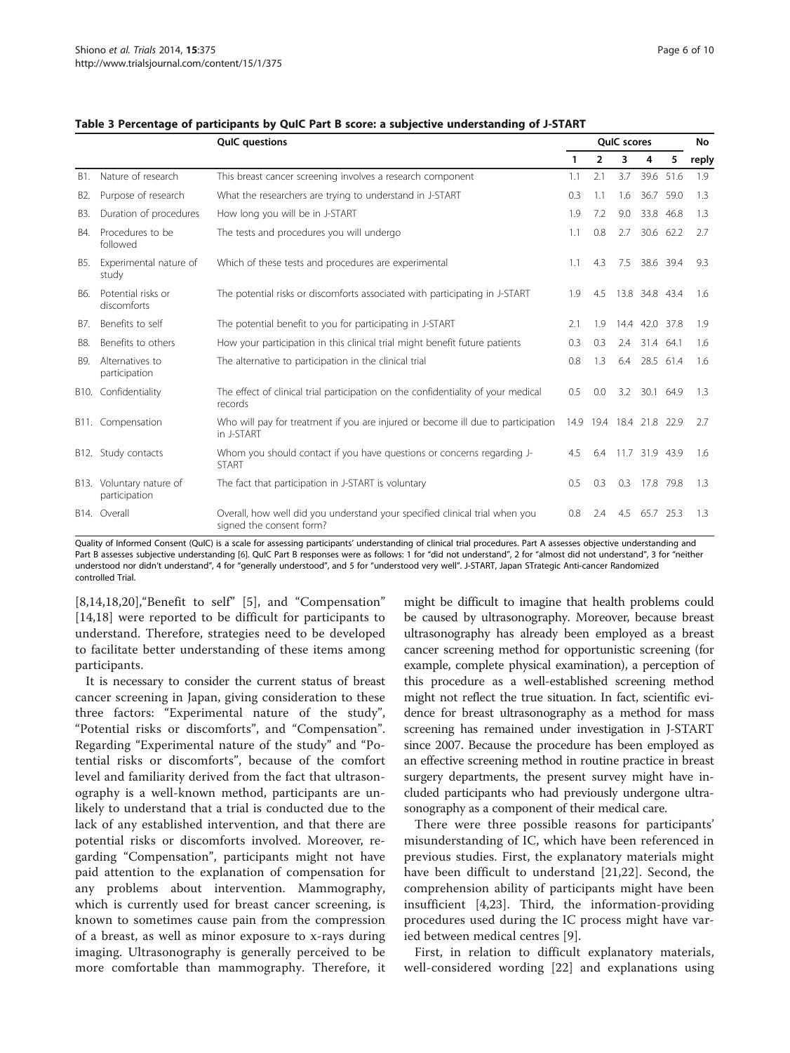**Table 3 Percentage of participants by QuIC Part B score: a subjective understanding of J-START**

| | | QuIC questions | QuIC scores | | | | | No |
|---|---|---|---|---|---|---|---|---|
| | | | 1 | 2 | 3 | 4 | 5 | reply |
| B1. | Nature of research | This breast cancer screening involves a research component | 1.1 | 2.1 | 3.7 | 39.6 | 51.6 | 1.9 |
| B2. | Purpose of research | What the researchers are trying to understand in J-START | 0.3 | 1.1 | 1.6 | 36.7 | 59.0 | 1.3 |
| B3. | Duration of procedures | How long you will be in J-START | 1.9 | 7.2 | 9.0 | 33.8 | 46.8 | 1.3 |
| B4. | Procedures to be followed | The tests and procedures you will undergo | 1.1 | 0.8 | 2.7 | 30.6 | 62.2 | 2.7 |
| B5. | Experimental nature of study | Which of these tests and procedures are experimental | 1.1 | 4.3 | 7.5 | 38.6 | 39.4 | 9.3 |
| B6. | Potential risks or discomforts | The potential risks or discomforts associated with participating in J-START | 1.9 | 4.5 | 13.8 | 34.8 | 43.4 | 1.6 |
| B7. | Benefits to self | The potential benefit to you for participating in J-START | 2.1 | 1.9 | 14.4 | 42.0 | 37.8 | 1.9 |
| B8. | Benefits to others | How your participation in this clinical trial might benefit future patients | 0.3 | 0.3 | 2.4 | 31.4 | 64.1 | 1.6 |
| B9. | Alternatives to participation | The alternative to participation in the clinical trial | 0.8 | 1.3 | 6.4 | 28.5 | 61.4 | 1.6 |
| B10. | Confidentiality | The effect of clinical trial participation on the confidentiality of your medical records | 0.5 | 0.0 | 3.2 | 30.1 | 64.9 | 1.3 |
| B11. | Compensation | Who will pay for treatment if you are injured or become ill due to participation in J-START | 14.9 | 19.4 | 18.4 | 21.8 | 22.9 | 2.7 |
| B12. | Study contacts | Whom you should contact if you have questions or concerns regarding J-START | 4.5 | 6.4 | 11.7 | 31.9 | 43.9 | 1.6 |
| B13. | Voluntary nature of participation | The fact that participation in J-START is voluntary | 0.5 | 0.3 | 0.3 | 17.8 | 79.8 | 1.3 |
| B14. | Overall | Overall, how well did you understand your specified clinical trial when you signed the consent form? | 0.8 | 2.4 | 4.5 | 65.7 | 25.3 | 1.3 |

Quality of Informed Consent (QuIC) is a scale for assessing participants' understanding of clinical trial procedures. Part A assesses objective understanding and Part B assesses subjective understanding [6]. QuIC Part B responses were as follows: 1 for "did not understand", 2 for "almost did not understand", 3 for "neither understood nor didn't understand", 4 for "generally understood", and 5 for "understood very well". J-START, Japan STrategic Anti-cancer Randomized controlled Trial.

[8,14,18,20],"Benefit to self" [5], and "Compensation" [14,18] were reported to be difficult for participants to understand. Therefore, strategies need to be developed to facilitate better understanding of these items among participants.

It is necessary to consider the current status of breast cancer screening in Japan, giving consideration to these three factors: "Experimental nature of the study", "Potential risks or discomforts", and "Compensation". Regarding "Experimental nature of the study" and "Potential risks or discomforts", because of the comfort level and familiarity derived from the fact that ultrasonography is a well-known method, participants are unlikely to understand that a trial is conducted due to the lack of any established intervention, and that there are potential risks or discomforts involved. Moreover, regarding "Compensation", participants might not have paid attention to the explanation of compensation for any problems about intervention. Mammography, which is currently used for breast cancer screening, is known to sometimes cause pain from the compression of a breast, as well as minor exposure to x-rays during imaging. Ultrasonography is generally perceived to be more comfortable than mammography. Therefore, it might be difficult to imagine that health problems could be caused by ultrasonography. Moreover, because breast ultrasonography has already been employed as a breast cancer screening method for opportunistic screening (for example, complete physical examination), a perception of this procedure as a well-established screening method might not reflect the true situation. In fact, scientific evidence for breast ultrasonography as a method for mass screening has remained under investigation in J-START since 2007. Because the procedure has been employed as an effective screening method in routine practice in breast surgery departments, the present survey might have included participants who had previously undergone ultrasonography as a component of their medical care.

There were three possible reasons for participants' misunderstanding of IC, which have been referenced in previous studies. First, the explanatory materials might have been difficult to understand [21,22]. Second, the comprehension ability of participants might have been insufficient [4,23]. Third, the information-providing procedures used during the IC process might have varied between medical centres [9].

First, in relation to difficult explanatory materials, well-considered wording [22] and explanations using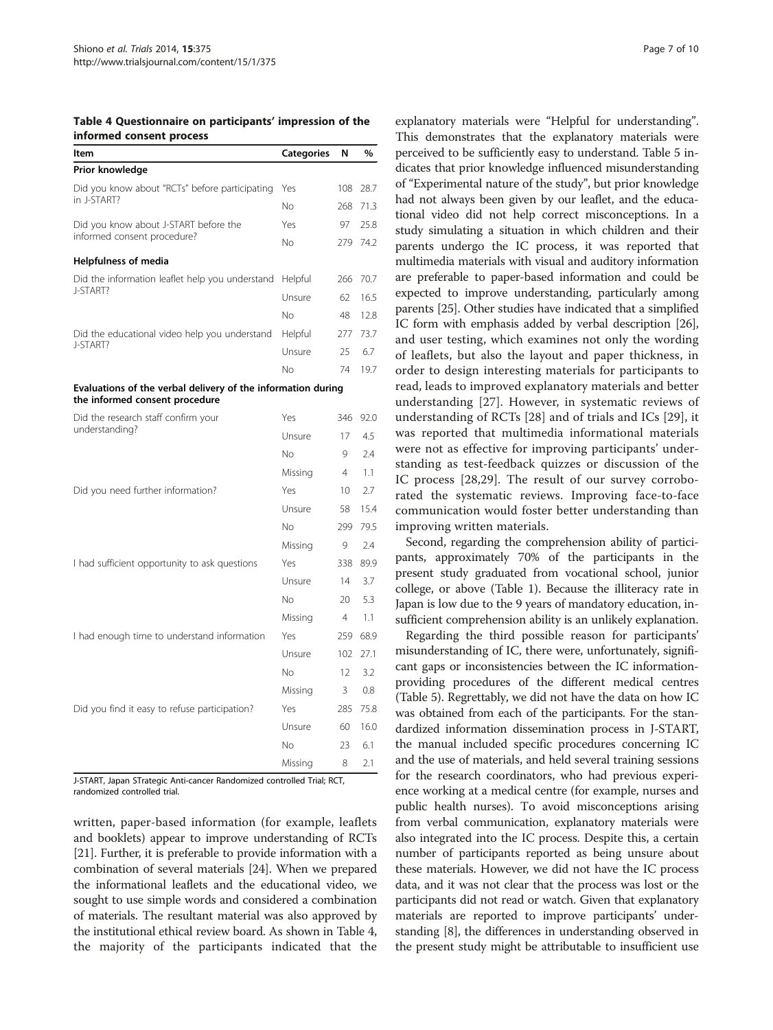**Table 4 Questionnaire on participants' impression of the informed consent process**

| Item | Categories | N | % |
|---|---|---|---|
| **Prior knowledge** | | | |
| Did you know about "RCTs" before participating in J-START? | Yes | 108 | 28.7 |
| | No | 268 | 71.3 |
| Did you know about J-START before the informed consent procedure? | Yes | 97 | 25.8 |
| | No | 279 | 74.2 |
| **Helpfulness of media** | | | |
| Did the information leaflet help you understand J-START? | Helpful | 266 | 70.7 |
| | Unsure | 62 | 16.5 |
| | No | 48 | 12.8 |
| Did the educational video help you understand J-START? | Helpful | 277 | 73.7 |
| | Unsure | 25 | 6.7 |
| | No | 74 | 19.7 |
| **Evaluations of the verbal delivery of the information during the informed consent procedure** | | | |
| Did the research staff confirm your understanding? | Yes | 346 | 92.0 |
| | Unsure | 17 | 4.5 |
| | No | 9 | 2.4 |
| | Missing | 4 | 1.1 |
| Did you need further information? | Yes | 10 | 2.7 |
| | Unsure | 58 | 15.4 |
| | No | 299 | 79.5 |
| | Missing | 9 | 2.4 |
| I had sufficient opportunity to ask questions | Yes | 338 | 89.9 |
| | Unsure | 14 | 3.7 |
| | No | 20 | 5.3 |
| | Missing | 4 | 1.1 |
| I had enough time to understand information | Yes | 259 | 68.9 |
| | Unsure | 102 | 27.1 |
| | No | 12 | 3.2 |
| | Missing | 3 | 0.8 |
| Did you find it easy to refuse participation? | Yes | 285 | 75.8 |
| | Unsure | 60 | 16.0 |
| | No | 23 | 6.1 |
| | Missing | 8 | 2.1 |

J-START, Japan STrategic Anti-cancer Randomized controlled Trial; RCT, randomized controlled trial.

written, paper-based information (for example, leaflets and booklets) appear to improve understanding of RCTs [21]. Further, it is preferable to provide information with a combination of several materials [24]. When we prepared the informational leaflets and the educational video, we sought to use simple words and considered a combination of materials. The resultant material was also approved by the institutional ethical review board. As shown in Table 4, the majority of the participants indicated that the explanatory materials were "Helpful for understanding". This demonstrates that the explanatory materials were perceived to be sufficiently easy to understand. Table 5 indicates that prior knowledge influenced misunderstanding of "Experimental nature of the study", but prior knowledge had not always been given by our leaflet, and the educational video did not help correct misconceptions. In a study simulating a situation in which children and their parents undergo the IC process, it was reported that multimedia materials with visual and auditory information are preferable to paper-based information and could be expected to improve understanding, particularly among parents [25]. Other studies have indicated that a simplified IC form with emphasis added by verbal description [26], and user testing, which examines not only the wording of leaflets, but also the layout and paper thickness, in order to design interesting materials for participants to read, leads to improved explanatory materials and better understanding [27]. However, in systematic reviews of understanding of RCTs [28] and of trials and ICs [29], it was reported that multimedia informational materials were not as effective for improving participants' understanding as test-feedback quizzes or discussion of the IC process [28,29]. The result of our survey corroborated the systematic reviews. Improving face-to-face communication would foster better understanding than improving written materials.

Second, regarding the comprehension ability of participants, approximately 70% of the participants in the present study graduated from vocational school, junior college, or above (Table 1). Because the illiteracy rate in Japan is low due to the 9 years of mandatory education, insufficient comprehension ability is an unlikely explanation.

Regarding the third possible reason for participants' misunderstanding of IC, there were, unfortunately, significant gaps or inconsistencies between the IC information-providing procedures of the different medical centres (Table 5). Regrettably, we did not have the data on how IC was obtained from each of the participants. For the standardized information dissemination process in J-START, the manual included specific procedures concerning IC and the use of materials, and held several training sessions for the research coordinators, who had previous experience working at a medical centre (for example, nurses and public health nurses). To avoid misconceptions arising from verbal communication, explanatory materials were also integrated into the IC process. Despite this, a certain number of participants reported as being unsure about these materials. However, we did not have the IC process data, and it was not clear that the process was lost or the participants did not read or watch. Given that explanatory materials are reported to improve participants' understanding [8], the differences in understanding observed in the present study might be attributable to insufficient use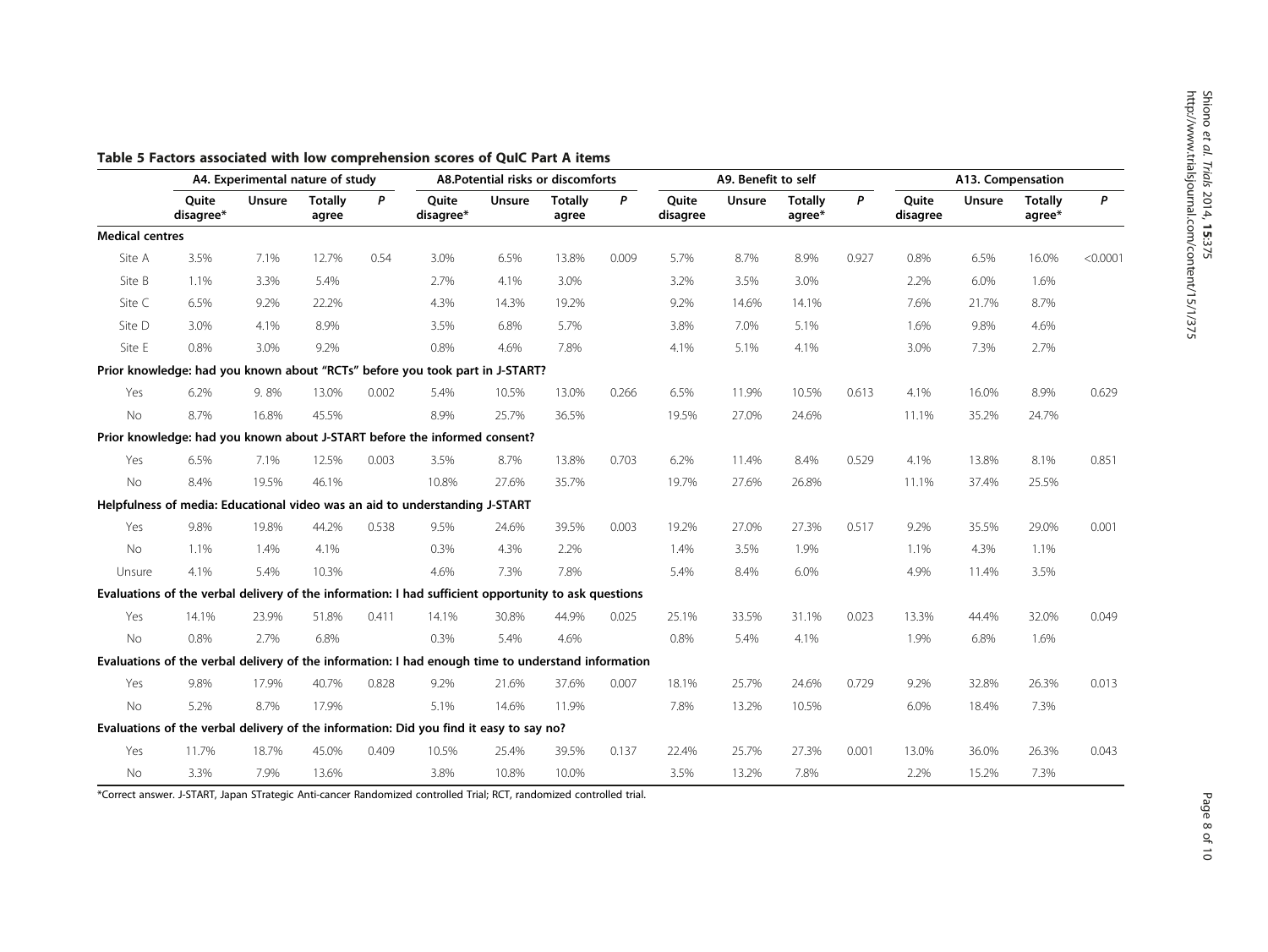**Table 5 Factors associated with low comprehension scores of QuIC Part A items**

| | A4. Experimental nature of study | | | | A8.Potential risks or discomforts | | | | A9. Benefit to self | | | | A13. Compensation | | | |
|---|---|---|---|---|---|---|---|---|---|---|---|---|---|---|---|---|
| | Quite disagree* | Unsure | Totally agree | *P* | Quite disagree* | Unsure | Totally agree | *P* | Quite disagree | Unsure | Totally agree* | *P* | Quite disagree | Unsure | Totally agree* | *P* |
| **Medical centres** | | | | | | | | | | | | | | | | |
| Site A | 3.5% | 7.1% | 12.7% | 0.54 | 3.0% | 6.5% | 13.8% | 0.009 | 5.7% | 8.7% | 8.9% | 0.927 | 0.8% | 6.5% | 16.0% | <0.0001 |
| Site B | 1.1% | 3.3% | 5.4% | | 2.7% | 4.1% | 3.0% | | 3.2% | 3.5% | 3.0% | | 2.2% | 6.0% | 1.6% | |
| Site C | 6.5% | 9.2% | 22.2% | | 4.3% | 14.3% | 19.2% | | 9.2% | 14.6% | 14.1% | | 7.6% | 21.7% | 8.7% | |
| Site D | 3.0% | 4.1% | 8.9% | | 3.5% | 6.8% | 5.7% | | 3.8% | 7.0% | 5.1% | | 1.6% | 9.8% | 4.6% | |
| Site E | 0.8% | 3.0% | 9.2% | | 0.8% | 4.6% | 7.8% | | 4.1% | 5.1% | 4.1% | | 3.0% | 7.3% | 2.7% | |
| **Prior knowledge: had you known about "RCTs" before you took part in J-START?** | | | | | | | | | | | | | | | | |
| Yes | 6.2% | 9. 8% | 13.0% | 0.002 | 5.4% | 10.5% | 13.0% | 0.266 | 6.5% | 11.9% | 10.5% | 0.613 | 4.1% | 16.0% | 8.9% | 0.629 |
| No | 8.7% | 16.8% | 45.5% | | 8.9% | 25.7% | 36.5% | | 19.5% | 27.0% | 24.6% | | 11.1% | 35.2% | 24.7% | |
| **Prior knowledge: had you known about J-START before the informed consent?** | | | | | | | | | | | | | | | | |
| Yes | 6.5% | 7.1% | 12.5% | 0.003 | 3.5% | 8.7% | 13.8% | 0.703 | 6.2% | 11.4% | 8.4% | 0.529 | 4.1% | 13.8% | 8.1% | 0.851 |
| No | 8.4% | 19.5% | 46.1% | | 10.8% | 27.6% | 35.7% | | 19.7% | 27.6% | 26.8% | | 11.1% | 37.4% | 25.5% | |
| **Helpfulness of media: Educational video was an aid to understanding J-START** | | | | | | | | | | | | | | | | |
| Yes | 9.8% | 19.8% | 44.2% | 0.538 | 9.5% | 24.6% | 39.5% | 0.003 | 19.2% | 27.0% | 27.3% | 0.517 | 9.2% | 35.5% | 29.0% | 0.001 |
| No | 1.1% | 1.4% | 4.1% | | 0.3% | 4.3% | 2.2% | | 1.4% | 3.5% | 1.9% | | 1.1% | 4.3% | 1.1% | |
| Unsure | 4.1% | 5.4% | 10.3% | | 4.6% | 7.3% | 7.8% | | 5.4% | 8.4% | 6.0% | | 4.9% | 11.4% | 3.5% | |
| **Evaluations of the verbal delivery of the information: I had sufficient opportunity to ask questions** | | | | | | | | | | | | | | | | |
| Yes | 14.1% | 23.9% | 51.8% | 0.411 | 14.1% | 30.8% | 44.9% | 0.025 | 25.1% | 33.5% | 31.1% | 0.023 | 13.3% | 44.4% | 32.0% | 0.049 |
| No | 0.8% | 2.7% | 6.8% | | 0.3% | 5.4% | 4.6% | | 0.8% | 5.4% | 4.1% | | 1.9% | 6.8% | 1.6% | |
| **Evaluations of the verbal delivery of the information: I had enough time to understand information** | | | | | | | | | | | | | | | | |
| Yes | 9.8% | 17.9% | 40.7% | 0.828 | 9.2% | 21.6% | 37.6% | 0.007 | 18.1% | 25.7% | 24.6% | 0.729 | 9.2% | 32.8% | 26.3% | 0.013 |
| No | 5.2% | 8.7% | 17.9% | | 5.1% | 14.6% | 11.9% | | 7.8% | 13.2% | 10.5% | | 6.0% | 18.4% | 7.3% | |
| **Evaluations of the verbal delivery of the information: Did you find it easy to say no?** | | | | | | | | | | | | | | | | |
| Yes | 11.7% | 18.7% | 45.0% | 0.409 | 10.5% | 25.4% | 39.5% | 0.137 | 22.4% | 25.7% | 27.3% | 0.001 | 13.0% | 36.0% | 26.3% | 0.043 |
| No | 3.3% | 7.9% | 13.6% | | 3.8% | 10.8% | 10.0% | | 3.5% | 13.2% | 7.8% | | 2.2% | 15.2% | 7.3% | |

*Correct answer. J-START, Japan STrategic Anti-cancer Randomized controlled Trial; RCT, randomized controlled trial.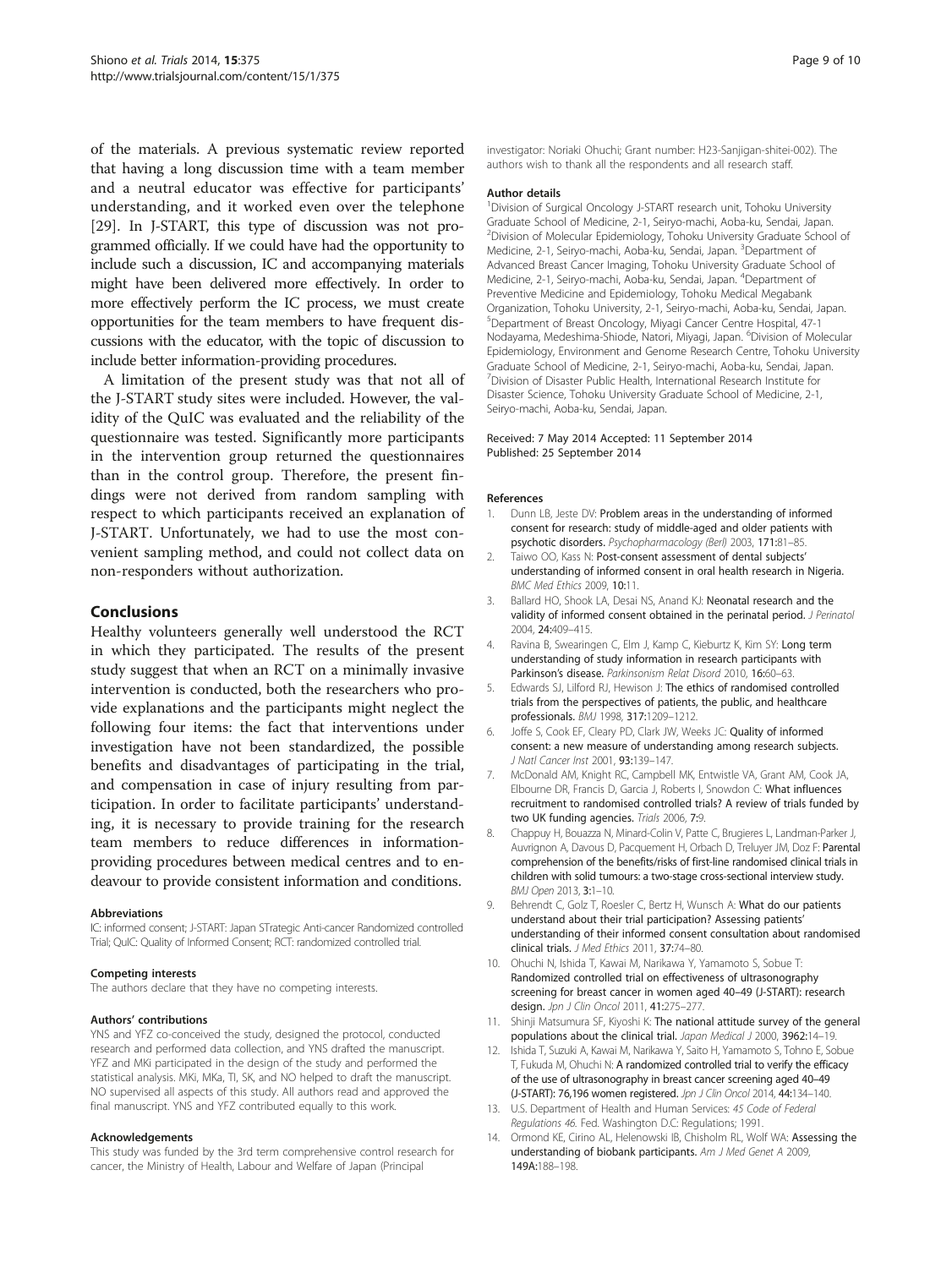of the materials. A previous systematic review reported that having a long discussion time with a team member and a neutral educator was effective for participants' understanding, and it worked even over the telephone [29]. In J-START, this type of discussion was not programmed officially. If we could have had the opportunity to include such a discussion, IC and accompanying materials might have been delivered more effectively. In order to more effectively perform the IC process, we must create opportunities for the team members to have frequent discussions with the educator, with the topic of discussion to include better information-providing procedures.

A limitation of the present study was that not all of the J-START study sites were included. However, the validity of the QuIC was evaluated and the reliability of the questionnaire was tested. Significantly more participants in the intervention group returned the questionnaires than in the control group. Therefore, the present findings were not derived from random sampling with respect to which participants received an explanation of J-START. Unfortunately, we had to use the most convenient sampling method, and could not collect data on non-responders without authorization.

## Conclusions

Healthy volunteers generally well understood the RCT in which they participated. The results of the present study suggest that when an RCT on a minimally invasive intervention is conducted, both the researchers who provide explanations and the participants might neglect the following four items: the fact that interventions under investigation have not been standardized, the possible benefits and disadvantages of participating in the trial, and compensation in case of injury resulting from participation. In order to facilitate participants' understanding, it is necessary to provide training for the research team members to reduce differences in information-providing procedures between medical centres and to endeavour to provide consistent information and conditions.

#### Abbreviations

IC: informed consent; J-START: Japan STrategic Anti-cancer Randomized controlled Trial; QuIC: Quality of Informed Consent; RCT: randomized controlled trial.

#### Competing interests

The authors declare that they have no competing interests.

#### Authors' contributions

YNS and YFZ co-conceived the study, designed the protocol, conducted research and performed data collection, and YNS drafted the manuscript. YFZ and MKi participated in the design of the study and performed the statistical analysis. MKi, MKa, TI, SK, and NO helped to draft the manuscript. NO supervised all aspects of this study. All authors read and approved the final manuscript. YNS and YFZ contributed equally to this work.

#### Acknowledgements

This study was funded by the 3rd term comprehensive control research for cancer, the Ministry of Health, Labour and Welfare of Japan (Principal investigator: Noriaki Ohuchi; Grant number: H23-Sanjigan-shitei-002). The authors wish to thank all the respondents and all research staff.

#### Author details

[1]Division of Surgical Oncology J-START research unit, Tohoku University Graduate School of Medicine, 2-1, Seiryo-machi, Aoba-ku, Sendai, Japan. [2]Division of Molecular Epidemiology, Tohoku University Graduate School of Medicine, 2-1, Seiryo-machi, Aoba-ku, Sendai, Japan. [3]Department of Advanced Breast Cancer Imaging, Tohoku University Graduate School of Medicine, 2-1, Seiryo-machi, Aoba-ku, Sendai, Japan. [4]Department of Preventive Medicine and Epidemiology, Tohoku Medical Megabank Organization, Tohoku University, 2-1, Seiryo-machi, Aoba-ku, Sendai, Japan. [5]Department of Breast Oncology, Miyagi Cancer Centre Hospital, 47-1 Nodayama, Medeshima-Shiode, Natori, Miyagi, Japan. [6]Division of Molecular Epidemiology, Environment and Genome Research Centre, Tohoku University Graduate School of Medicine, 2-1, Seiryo-machi, Aoba-ku, Sendai, Japan. [7]Division of Disaster Public Health, International Research Institute for Disaster Science, Tohoku University Graduate School of Medicine, 2-1, Seiryo-machi, Aoba-ku, Sendai, Japan.

Received: 7 May 2014 Accepted: 11 September 2014
Published: 25 September 2014

#### References

1. Dunn LB, Jeste DV: **Problem areas in the understanding of informed consent for research: study of middle-aged and older patients with psychotic disorders.** *Psychopharmacology (Berl)* 2003, **171**:81–85.
2. Taiwo OO, Kass N: **Post-consent assessment of dental subjects' understanding of informed consent in oral health research in Nigeria.** *BMC Med Ethics* 2009, **10**:11.
3. Ballard HO, Shook LA, Desai NS, Anand KJ: **Neonatal research and the validity of informed consent obtained in the perinatal period.** *J Perinatol* 2004, **24**:409–415.
4. Ravina B, Swearingen C, Elm J, Kamp C, Kieburtz K, Kim SY: **Long term understanding of study information in research participants with Parkinson's disease.** *Parkinsonism Relat Disord* 2010, **16**:60–63.
5. Edwards SJ, Lilford RJ, Hewison J: **The ethics of randomised controlled trials from the perspectives of patients, the public, and healthcare professionals.** *BMJ* 1998, **317**:1209–1212.
6. Joffe S, Cook EF, Cleary PD, Clark JW, Weeks JC: **Quality of informed consent: a new measure of understanding among research subjects.** *J Natl Cancer Inst* 2001, **93**:139–147.
7. McDonald AM, Knight RC, Campbell MK, Entwistle VA, Grant AM, Cook JA, Elbourne DR, Francis D, Garcia J, Roberts I, Snowdon C: **What influences recruitment to randomised controlled trials? A review of trials funded by two UK funding agencies.** *Trials* 2006, **7**:9.
8. Chappuy H, Bouazza N, Minard-Colin V, Patte C, Brugieres L, Landman-Parker J, Auvrignon A, Davous D, Pacquement H, Orbach D, Treluyer JM, Doz F: **Parental comprehension of the benefits/risks of first-line randomised clinical trials in children with solid tumours: a two-stage cross-sectional interview study.** *BMJ Open* 2013, **3**:1–10.
9. Behrendt C, Golz T, Roesler C, Bertz H, Wunsch A: **What do our patients understand about their trial participation? Assessing patients' understanding of their informed consent consultation about randomised clinical trials.** *J Med Ethics* 2011, **37**:74–80.
10. Ohuchi N, Ishida T, Kawai M, Narikawa Y, Yamamoto S, Sobue T: **Randomized controlled trial on effectiveness of ultrasonography screening for breast cancer in women aged 40–49 (J-START): research design.** *Jpn J Clin Oncol* 2011, **41**:275–277.
11. Shinji Matsumura SF, Kiyoshi K: **The national attitude survey of the general populations about the clinical trial.** *Japan Medical J* 2000, **3962**:14–19.
12. Ishida T, Suzuki A, Kawai M, Narikawa Y, Saito H, Yamamoto S, Tohno E, Sobue T, Fukuda M, Ohuchi N: **A randomized controlled trial to verify the efficacy of the use of ultrasonography in breast cancer screening aged 40–49 (J-START): 76,196 women registered.** *Jpn J Clin Oncol* 2014, **44**:134–140.
13. U.S. Department of Health and Human Services: *45 Code of Federal Regulations 46*. Fed. Washington D.C: Regulations; 1991.
14. Ormond KE, Cirino AL, Helenowski IB, Chisholm RL, Wolf WA: **Assessing the understanding of biobank participants.** *Am J Med Genet A* 2009, **149A**:188–198.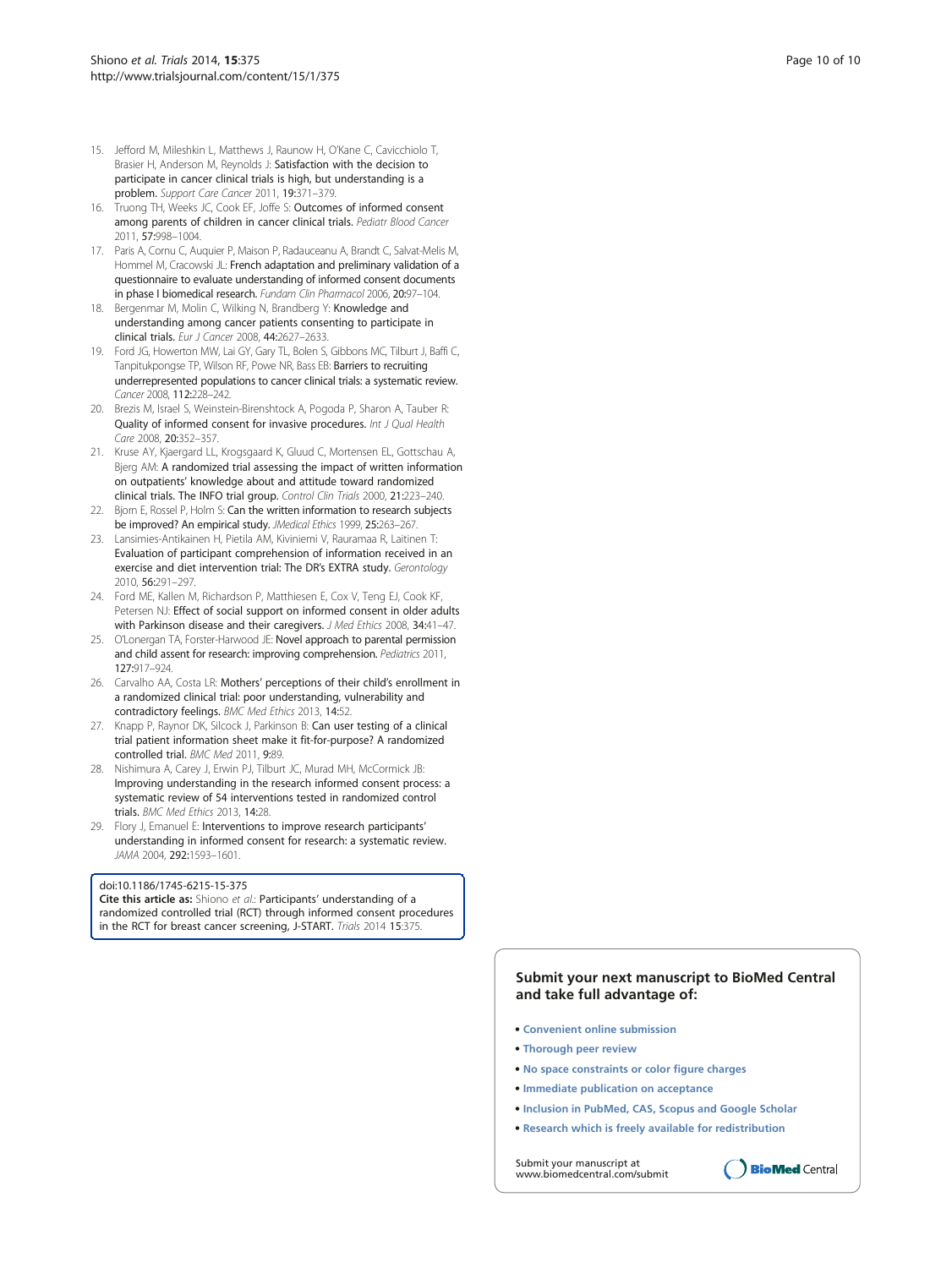15. Jefford M, Mileshkin L, Matthews J, Raunow H, O'Kane C, Cavicchiolo T, Brasier H, Anderson M, Reynolds J: **Satisfaction with the decision to participate in cancer clinical trials is high, but understanding is a problem.** *Support Care Cancer* 2011, **19:**371–379.
16. Truong TH, Weeks JC, Cook EF, Joffe S: **Outcomes of informed consent among parents of children in cancer clinical trials.** *Pediatr Blood Cancer* 2011, **57:**998–1004.
17. Paris A, Cornu C, Auquier P, Maison P, Radauceanu A, Brandt C, Salvat-Melis M, Hommel M, Cracowski JL: **French adaptation and preliminary validation of a questionnaire to evaluate understanding of informed consent documents in phase I biomedical research.** *Fundam Clin Pharmacol* 2006, **20:**97–104.
18. Bergenmar M, Molin C, Wilking N, Brandberg Y: **Knowledge and understanding among cancer patients consenting to participate in clinical trials.** *Eur J Cancer* 2008, **44:**2627–2633.
19. Ford JG, Howerton MW, Lai GY, Gary TL, Bolen S, Gibbons MC, Tilburt J, Baffi C, Tanpitukpongse TP, Wilson RF, Powe NR, Bass EB: **Barriers to recruiting underrepresented populations to cancer clinical trials: a systematic review.** *Cancer* 2008, **112:**228–242.
20. Brezis M, Israel S, Weinstein-Birenshtock A, Pogoda P, Sharon A, Tauber R: **Quality of informed consent for invasive procedures.** *Int J Qual Health Care* 2008, **20:**352–357.
21. Kruse AY, Kjaergard LL, Krogsgaard K, Gluud C, Mortensen EL, Gottschau A, Bjerg AM: **A randomized trial assessing the impact of written information on outpatients' knowledge about and attitude toward randomized clinical trials. The INFO trial group.** *Control Clin Trials* 2000, **21:**223–240.
22. Bjorn E, Rossel P, Holm S: **Can the written information to research subjects be improved? An empirical study.** *JMedical Ethics* 1999, **25:**263–267.
23. Lansimies-Antikainen H, Pietila AM, Kiviniemi V, Rauramaa R, Laitinen T: **Evaluation of participant comprehension of information received in an exercise and diet intervention trial: The DR's EXTRA study.** *Gerontology* 2010, **56:**291–297.
24. Ford ME, Kallen M, Richardson P, Matthiesen E, Cox V, Teng EJ, Cook KF, Petersen NJ: **Effect of social support on informed consent in older adults with Parkinson disease and their caregivers.** *J Med Ethics* 2008, **34:**41–47.
25. O'Lonergan TA, Forster-Harwood JE: **Novel approach to parental permission and child assent for research: improving comprehension.** *Pediatrics* 2011, **127:**917–924.
26. Carvalho AA, Costa LR: **Mothers' perceptions of their child's enrollment in a randomized clinical trial: poor understanding, vulnerability and contradictory feelings.** *BMC Med Ethics* 2013, **14:**52.
27. Knapp P, Raynor DK, Silcock J, Parkinson B: **Can user testing of a clinical trial patient information sheet make it fit-for-purpose? A randomized controlled trial.** *BMC Med* 2011, **9:**89.
28. Nishimura A, Carey J, Erwin PJ, Tilburt JC, Murad MH, McCormick JB: **Improving understanding in the research informed consent process: a systematic review of 54 interventions tested in randomized control trials.** *BMC Med Ethics* 2013, **14:**28.
29. Flory J, Emanuel E: **Interventions to improve research participants' understanding in informed consent for research: a systematic review.** *JAMA* 2004, **292:**1593–1601.

doi:10.1186/1745-6215-15-375

**Cite this article as:** Shiono *et al.*: Participants' understanding of a randomized controlled trial (RCT) through informed consent procedures in the RCT for breast cancer screening, J-START. *Trials* 2014 **15**:375.

**Submit your next manuscript to BioMed Central and take full advantage of:**

- **Convenient online submission**
- **Thorough peer review**
- **No space constraints or color figure charges**
- **Immediate publication on acceptance**
- **Inclusion in PubMed, CAS, Scopus and Google Scholar**
- **Research which is freely available for redistribution**

Submit your manuscript at
www.biomedcentral.com/submit

BioMed Central